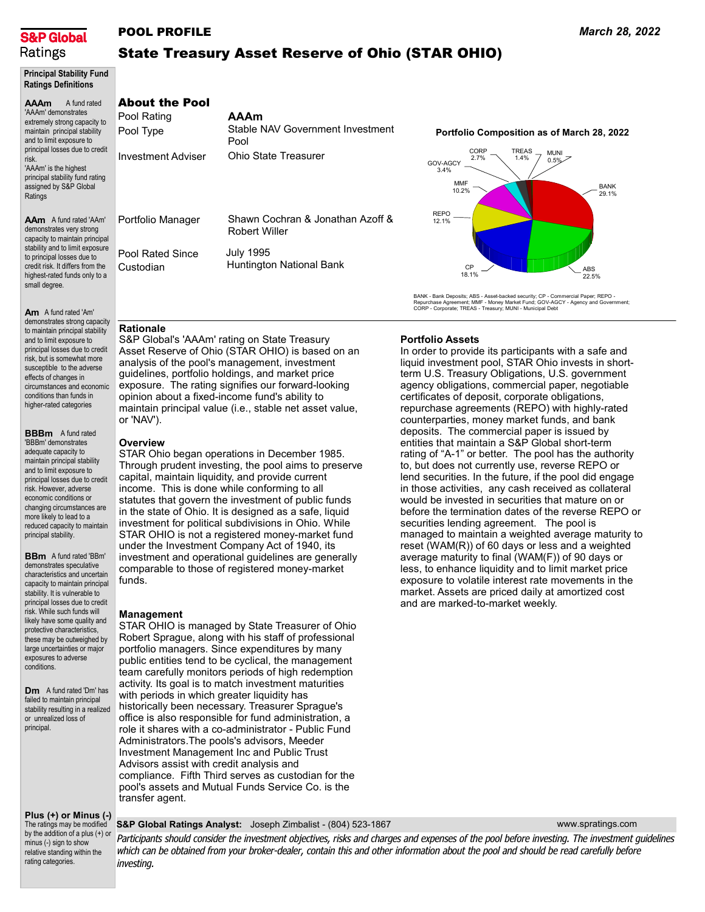S&P Global Ratings

# POOL PROFILE

*March 28, 2022*

# State Treasury Asset Reserve of Ohio (STAR OHIO)

## About the Pool

| | |
|---|---|
| Pool Rating | **AAAm** |
| Pool Type | Stable NAV Government Investment Pool |
| Investment Adviser | Ohio State Treasurer |
| Portfolio Manager | Shawn Cochran & Jonathan Azoff & Robert Willer |
| Pool Rated Since | July 1995 |
| Custodian | Huntington National Bank |

**Portfolio Composition as of March 28, 2022**

CORP 2.7%
TREAS 1.4%
MUNI 0.5%
GOV-AGCY 3.4%
MMF 10.2%
BANK 29.1%
REPO 12.1%
CP 18.1%
ABS 22.5%

BANK - Bank Deposits; ABS - Asset-backed security; CP - Commercial Paper; REPO - Repurchase Agreement; MMF - Money Market Fund; GOV-AGCY - Agency and Government; CORP - Corporate; TREAS - Treasury; MUNI - Municipal Debt

### Rationale

S&P Global's 'AAAm' rating on State Treasury Asset Reserve of Ohio (STAR OHIO) is based on an analysis of the pool's management, investment guidelines, portfolio holdings, and market price exposure. The rating signifies our forward-looking opinion about a fixed-income fund's ability to maintain principal value (i.e., stable net asset value, or 'NAV').

### Overview

STAR Ohio began operations in December 1985. Through prudent investing, the pool aims to preserve capital, maintain liquidity, and provide current income. This is done while conforming to all statutes that govern the investment of public funds in the state of Ohio. It is designed as a safe, liquid investment for political subdivisions in Ohio. While STAR OHIO is not a registered money-market fund under the Investment Company Act of 1940, its investment and operational guidelines are generally comparable to those of registered money-market funds.

### Management

STAR OHIO is managed by State Treasurer of Ohio Robert Sprague, along with his staff of professional portfolio managers. Since expenditures by many public entities tend to be cyclical, the management team carefully monitors periods of high redemption activity. Its goal is to match investment maturities with periods in which greater liquidity has historically been necessary. Treasurer Sprague's office is also responsible for fund administration, a role it shares with a co-administrator - Public Fund Administrators.The pools's advisors, Meeder Investment Management Inc and Public Trust Advisors assist with credit analysis and compliance. Fifth Third serves as custodian for the pool's assets and Mutual Funds Service Co. is the transfer agent.

### Portfolio Assets

In order to provide its participants with a safe and liquid investment pool, STAR Ohio invests in short-term U.S. Treasury Obligations, U.S. government agency obligations, commercial paper, negotiable certificates of deposit, corporate obligations, repurchase agreements (REPO) with highly-rated counterparties, money market funds, and bank deposits. The commercial paper is issued by entities that maintain a S&P Global short-term rating of "A-1" or better. The pool has the authority to, but does not currently use, reverse REPO or lend securities. In the future, if the pool did engage in those activities, any cash received as collateral would be invested in securities that mature on or before the termination dates of the reverse REPO or securities lending agreement. The pool is managed to maintain a weighted average maturity to reset (WAM(R)) of 60 days or less and a weighted average maturity to final (WAM(F)) of 90 days or less, to enhance liquidity and to limit market price exposure to volatile interest rate movements in the market. Assets are priced daily at amortized cost and are marked-to-market weekly.

---

**Principal Stability Fund Ratings Definitions**

**AAAm** A fund rated 'AAAm' demonstrates extremely strong capacity to maintain principal stability and to limit exposure to principal losses due to credit risk. 'AAAm' is the highest principal stability fund rating assigned by S&P Global Ratings

**AAm** A fund rated 'AAm' demonstrates very strong capacity to maintain principal stability and to limit exposure to principal losses due to credit risk. It differs from the highest-rated funds only to a small degree.

**Am** A fund rated 'Am' demonstrates strong capacity to maintain principal stability and to limit exposure to principal losses due to credit risk, but is somewhat more susceptible to the adverse effects of changes in circumstances and economic conditions than funds in higher-rated categories

**BBBm** A fund rated 'BBBm' demonstrates adequate capacity to maintain principal stability and to limit exposure to principal losses due to credit risk. However, adverse economic conditions or changing circumstances are more likely to lead to a reduced capacity to maintain principal stability.

**BBm** A fund rated 'BBm' demonstrates speculative characteristics and uncertain capacity to maintain principal stability. It is vulnerable to principal losses due to credit risk. While such funds will likely have some quality and protective characteristics, these may be outweighed by large uncertainties or major exposures to adverse conditions.

**Dm** A fund rated 'Dm' has failed to maintain principal stability resulting in a realized or unrealized loss of principal.

**Plus (+) or Minus (-)** The ratings may be modified by the addition of a plus (+) or minus (-) sign to show relative standing within the rating categories.

---

**S&P Global Ratings Analyst:** Joseph Zimbalist - (804) 523-1867 www.spratings.com

*Participants should consider the investment objectives, risks and charges and expenses of the pool before investing. The investment guidelines which can be obtained from your broker-dealer, contain this and other information about the pool and should be read carefully before investing.*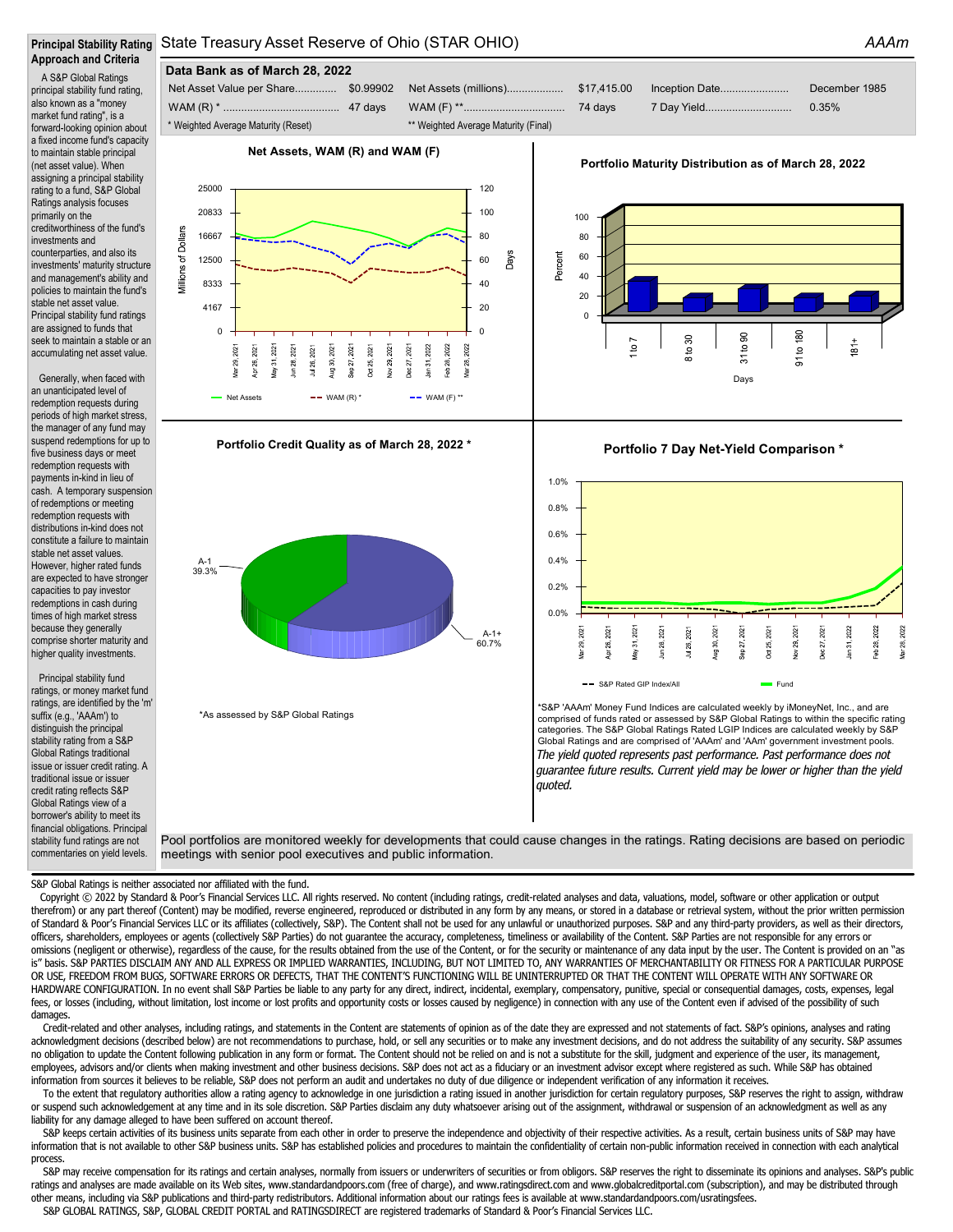## Principal Stability Rating Approach and Criteria

A S&P Global Ratings principal stability fund rating, also known as a "money market fund rating", is a forward-looking opinion about a fixed income fund's capacity to maintain stable principal (net asset value). When assigning a principal stability rating to a fund, S&P Global Ratings analysis focuses primarily on the creditworthiness of the fund's investments and counterparties, and also its investments' maturity structure and management's ability and policies to maintain the fund's stable net asset value. Principal stability fund ratings are assigned to funds that seek to maintain a stable or an accumulating net asset value.

Generally, when faced with an unanticipated level of redemption requests during periods of high market stress, the manager of any fund may suspend redemptions for up to five business days or meet redemption requests with payments in-kind in lieu of cash. A temporary suspension of redemptions or meeting redemption requests with distributions in-kind does not constitute a failure to maintain stable net asset values. However, higher rated funds are expected to have stronger capacities to pay investor redemptions in cash during times of high market stress because they generally comprise shorter maturity and higher quality investments.

Principal stability fund ratings, or money market fund ratings, are identified by the 'm' suffix (e.g., 'AAAm') to distinguish the principal stability rating from a S&P Global Ratings traditional issue or issuer credit rating. A traditional issue or issuer credit rating reflects S&P Global Ratings view of a borrower's ability to meet its financial obligations. Principal stability fund ratings are not commentaries on yield levels.

# State Treasury Asset Reserve of Ohio (STAR OHIO) — AAAm

## Data Bank as of March 28, 2022

| | | | | | |
|---|---|---|---|---|---|
| Net Asset Value per Share | $0.99902 | Net Assets (millions) | $17,415.00 | Inception Date | December 1985 |
| WAM (R) * | 47 days | WAM (F) ** | 74 days | 7 Day Yield | 0.35% |

\* Weighted Average Maturity (Reset)
** Weighted Average Maturity (Final)

### Net Assets, WAM (R) and WAM (F)

Millions of Dollars: 0, 4167, 8333, 12500, 16667, 20833, 25000
Days: 0, 20, 40, 60, 80, 100, 120
Mar 29, 2021; Apr 26, 2021; May 31, 2021; Jun 28, 2021; Jul 26, 2021; Aug 30, 2021; Sep 27, 2021; Oct 25, 2021; Nov 29, 2021; Dec 27, 2021; Jan 31, 2022; Feb 28, 2022; Mar 28, 2022
Net Assets — WAM (R) * — WAM (F) **

### Portfolio Maturity Distribution as of March 28, 2022

Percent: 0, 20, 40, 60, 80, 100
Days: 1 to 7, 8 to 30, 31 to 90, 91 to 180, 181+

### Portfolio Credit Quality as of March 28, 2022 *

A-1 39.3%
A-1+ 60.7%

\*As assessed by S&P Global Ratings

### Portfolio 7 Day Net-Yield Comparison *

0.0%, 0.2%, 0.4%, 0.6%, 0.8%, 1.0%
Mar 29, 2021; Apr 26, 2021; May 31, 2021; Jun 28, 2021; Jul 26, 2021; Aug 30, 2021; Sep 27, 2021; Oct 25, 2021; Nov 29, 2021; Dec 27, 2021; Jan 31, 2022; Feb 28, 2022; Mar 28, 2022
S&P Rated GIP Index/All — Fund

\*S&P 'AAAm' Money Fund Indices are calculated weekly by iMoneyNet, Inc., and are comprised of funds rated or assessed by S&P Global Ratings to within the specific rating categories. The S&P Global Ratings Rated LGIP Indices are calculated weekly by S&P Global Ratings and are comprised of 'AAAm' and 'AAm' government investment pools.

*The yield quoted represents past performance. Past performance does not guarantee future results. Current yield may be lower or higher than the yield quoted.*

Pool portfolios are monitored weekly for developments that could cause changes in the ratings. Rating decisions are based on periodic meetings with senior pool executives and public information.

---

S&P Global Ratings is neither associated nor affiliated with the fund.

Copyright © 2022 by Standard & Poor's Financial Services LLC. All rights reserved. No content (including ratings, credit-related analyses and data, valuations, model, software or other application or output therefrom) or any part thereof (Content) may be modified, reverse engineered, reproduced or distributed in any form by any means, or stored in a database or retrieval system, without the prior written permission of Standard & Poor's Financial Services LLC or its affiliates (collectively, S&P). The Content shall not be used for any unlawful or unauthorized purposes. S&P and any third-party providers, as well as their directors, officers, shareholders, employees or agents (collectively S&P Parties) do not guarantee the accuracy, completeness, timeliness or availability of the Content. S&P Parties are not responsible for any errors or omissions (negligent or otherwise), regardless of the cause, for the results obtained from the use of the Content, or for the security or maintenance of any data input by the user. The Content is provided on an "as is" basis. S&P PARTIES DISCLAIM ANY AND ALL EXPRESS OR IMPLIED WARRANTIES, INCLUDING, BUT NOT LIMITED TO, ANY WARRANTIES OF MERCHANTABILITY OR FITNESS FOR A PARTICULAR PURPOSE OR USE, FREEDOM FROM BUGS, SOFTWARE ERRORS OR DEFECTS, THAT THE CONTENT'S FUNCTIONING WILL BE UNINTERRUPTED OR THAT THE CONTENT WILL OPERATE WITH ANY SOFTWARE OR HARDWARE CONFIGURATION. In no event shall S&P Parties be liable to any party for any direct, indirect, incidental, exemplary, compensatory, punitive, special or consequential damages, costs, expenses, legal fees, or losses (including, without limitation, lost income or lost profits and opportunity costs or losses caused by negligence) in connection with any use of the Content even if advised of the possibility of such damages.

Credit-related and other analyses, including ratings, and statements in the Content are statements of opinion as of the date they are expressed and not statements of fact. S&P's opinions, analyses and rating acknowledgment decisions (described below) are not recommendations to purchase, hold, or sell any securities or to make any investment decisions, and do not address the suitability of any security. S&P assumes no obligation to update the Content following publication in any form or format. The Content should not be relied on and is not a substitute for the skill, judgment and experience of the user, its management, employees, advisors and/or clients when making investment and other business decisions. S&P does not act as a fiduciary or an investment advisor except where registered as such. While S&P has obtained information from sources it believes to be reliable, S&P does not perform an audit and undertakes no duty of due diligence or independent verification of any information it receives.

To the extent that regulatory authorities allow a rating agency to acknowledge in one jurisdiction a rating issued in another jurisdiction for certain regulatory purposes, S&P reserves the right to assign, withdraw or suspend such acknowledgement at any time and in its sole discretion. S&P Parties disclaim any duty whatsoever arising out of the assignment, withdrawal or suspension of an acknowledgment as well as any liability for any damage alleged to have been suffered on account thereof.

S&P keeps certain activities of its business units separate from each other in order to preserve the independence and objectivity of their respective activities. As a result, certain business units of S&P may have information that is not available to other S&P business units. S&P has established policies and procedures to maintain the confidentiality of certain non-public information received in connection with each analytical process.

S&P may receive compensation for its ratings and certain analyses, normally from issuers or underwriters of securities or from obligors. S&P reserves the right to disseminate its opinions and analyses. S&P's public ratings and analyses are made available on its Web sites, www.standardandpoors.com (free of charge), and www.ratingsdirect.com and www.globalcreditportal.com (subscription), and may be distributed through other means, including via S&P publications and third-party redistributors. Additional information about our ratings fees is available at www.standardandpoors.com/usratingsfees.

S&P GLOBAL RATINGS, S&P, GLOBAL CREDIT PORTAL and RATINGSDIRECT are registered trademarks of Standard & Poor's Financial Services LLC.